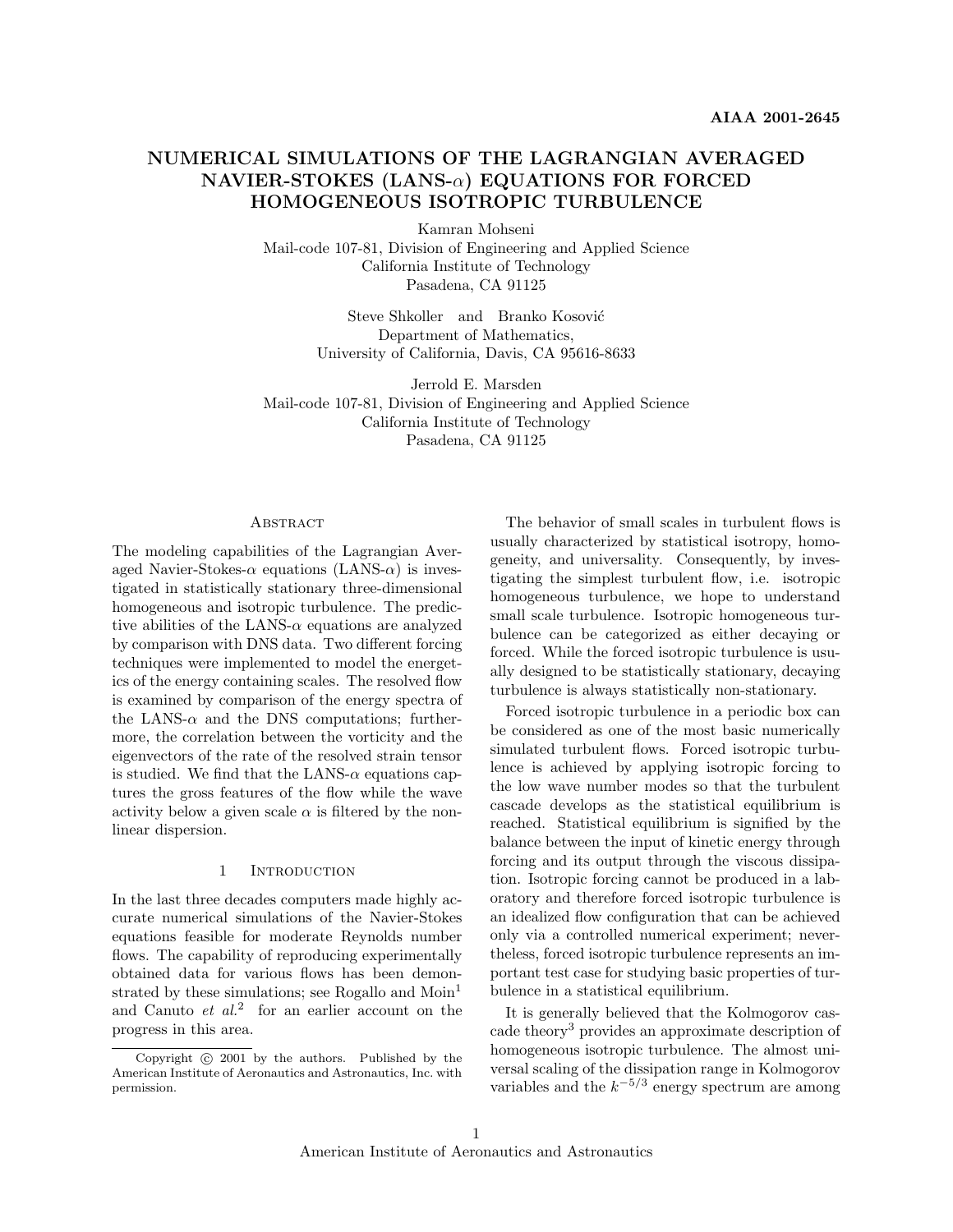AIAA 2001-2645

# NUMERICAL SIMULATIONS OF THE LAGRANGIAN AVERAGED NAVIER-STOKES (LANS-$\alpha$) EQUATIONS FOR FORCED HOMOGENEOUS ISOTROPIC TURBULENCE

Kamran Mohseni
Mail-code 107-81, Division of Engineering and Applied Science
California Institute of Technology
Pasadena, CA 91125

Steve Shkoller and Branko Kosović
Department of Mathematics,
University of California, Davis, CA 95616-8633

Jerrold E. Marsden
Mail-code 107-81, Division of Engineering and Applied Science
California Institute of Technology
Pasadena, CA 91125

## Abstract

The modeling capabilities of the Lagrangian Averaged Navier-Stokes-$\alpha$ equations (LANS-$\alpha$) is investigated in statistically stationary three-dimensional homogeneous and isotropic turbulence. The predictive abilities of the LANS-$\alpha$ equations are analyzed by comparison with DNS data. Two different forcing techniques were implemented to model the energetics of the energy containing scales. The resolved flow is examined by comparison of the energy spectra of the LANS-$\alpha$ and the DNS computations; furthermore, the correlation between the vorticity and the eigenvectors of the rate of the resolved strain tensor is studied. We find that the LANS-$\alpha$ equations captures the gross features of the flow while the wave activity below a given scale $\alpha$ is filtered by the nonlinear dispersion.

## 1 Introduction

In the last three decades computers made highly accurate numerical simulations of the Navier-Stokes equations feasible for moderate Reynolds number flows. The capability of reproducing experimentally obtained data for various flows has been demonstrated by these simulations; see Rogallo and Moin[1] and Canuto *et al.*[2] for an earlier account on the progress in this area.

Copyright © 2001 by the authors. Published by the American Institute of Aeronautics and Astronautics, Inc. with permission.

The behavior of small scales in turbulent flows is usually characterized by statistical isotropy, homogeneity, and universality. Consequently, by investigating the simplest turbulent flow, i.e. isotropic homogeneous turbulence, we hope to understand small scale turbulence. Isotropic homogeneous turbulence can be categorized as either decaying or forced. While the forced isotropic turbulence is usually designed to be statistically stationary, decaying turbulence is always statistically non-stationary.

Forced isotropic turbulence in a periodic box can be considered as one of the most basic numerically simulated turbulent flows. Forced isotropic turbulence is achieved by applying isotropic forcing to the low wave number modes so that the turbulent cascade develops as the statistical equilibrium is reached. Statistical equilibrium is signified by the balance between the input of kinetic energy through forcing and its output through the viscous dissipation. Isotropic forcing cannot be produced in a laboratory and therefore forced isotropic turbulence is an idealized flow configuration that can be achieved only via a controlled numerical experiment; nevertheless, forced isotropic turbulence represents an important test case for studying basic properties of turbulence in a statistical equilibrium.

It is generally believed that the Kolmogorov cascade theory[3] provides an approximate description of homogeneous isotropic turbulence. The almost universal scaling of the dissipation range in Kolmogorov variables and the $k^{-5/3}$ energy spectrum are among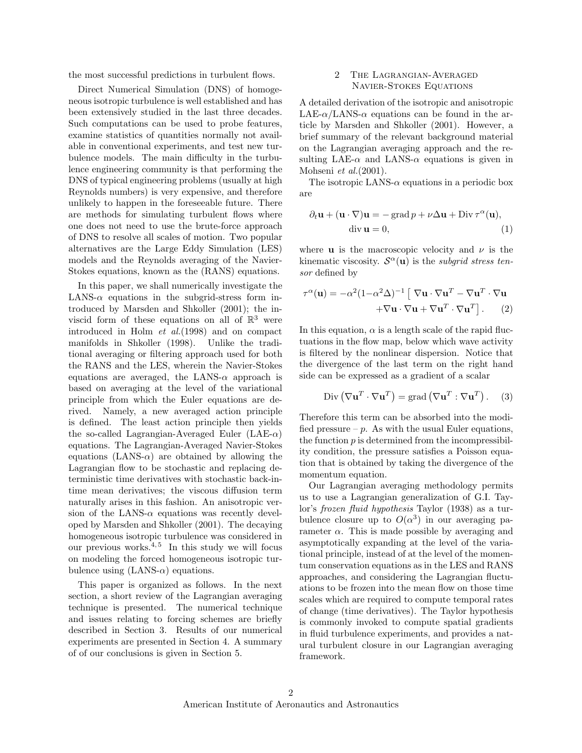the most successful predictions in turbulent flows.

Direct Numerical Simulation (DNS) of homogeneous isotropic turbulence is well established and has been extensively studied in the last three decades. Such computations can be used to probe features, examine statistics of quantities normally not available in conventional experiments, and test new turbulence models. The main difficulty in the turbulence engineering community is that performing the DNS of typical engineering problems (usually at high Reynolds numbers) is very expensive, and therefore unlikely to happen in the foreseeable future. There are methods for simulating turbulent flows where one does not need to use the brute-force approach of DNS to resolve all scales of motion. Two popular alternatives are the Large Eddy Simulation (LES) models and the Reynolds averaging of the Navier-Stokes equations, known as the (RANS) equations.

In this paper, we shall numerically investigate the LANS-$\alpha$ equations in the subgrid-stress form introduced by Marsden and Shkoller (2001); the inviscid form of these equations on all of $\mathbb{R}^3$ were introduced in Holm *et al.*(1998) and on compact manifolds in Shkoller (1998). Unlike the traditional averaging or filtering approach used for both the RANS and the LES, wherein the Navier-Stokes equations are averaged, the LANS-$\alpha$ approach is based on averaging at the level of the variational principle from which the Euler equations are derived. Namely, a new averaged action principle is defined. The least action principle then yields the so-called Lagrangian-Averaged Euler (LAE-$\alpha$) equations. The Lagrangian-Averaged Navier-Stokes equations (LANS-$\alpha$) are obtained by allowing the Lagrangian flow to be stochastic and replacing deterministic time derivatives with stochastic back-in-time mean derivatives; the viscous diffusion term naturally arises in this fashion. An anisotropic version of the LANS-$\alpha$ equations was recently developed by Marsden and Shkoller (2001). The decaying homogeneous isotropic turbulence was considered in our previous works.[4,5] In this study we will focus on modeling the forced homogeneous isotropic turbulence using (LANS-$\alpha$) equations.

This paper is organized as follows. In the next section, a short review of the Lagrangian averaging technique is presented. The numerical technique and issues relating to forcing schemes are briefly described in Section 3. Results of our numerical experiments are presented in Section 4. A summary of of our conclusions is given in Section 5.

## 2 The Lagrangian-Averaged Navier-Stokes Equations

A detailed derivation of the isotropic and anisotropic LAE-$\alpha$/LANS-$\alpha$ equations can be found in the article by Marsden and Shkoller (2001). However, a brief summary of the relevant background material on the Lagrangian averaging approach and the resulting LAE-$\alpha$ and LANS-$\alpha$ equations is given in Mohseni *et al.*(2001).

The isotropic LANS-$\alpha$ equations in a periodic box are

$$\partial_t \mathbf{u} + (\mathbf{u}\cdot\nabla)\mathbf{u} = -\operatorname{grad} p + \nu\Delta\mathbf{u} + \operatorname{Div}\tau^{\alpha}(\mathbf{u}),$$
$$\operatorname{div}\mathbf{u} = 0, \tag{1}$$

where $\mathbf{u}$ is the macroscopic velocity and $\nu$ is the kinematic viscosity. $\mathcal{S}^{\alpha}(\mathbf{u})$ is the *subgrid stress tensor* defined by

$$\tau^{\alpha}(\mathbf{u}) = -\alpha^2(1-\alpha^2\Delta)^{-1}\left[\,\nabla\mathbf{u}\cdot\nabla\mathbf{u}^T - \nabla\mathbf{u}^T\cdot\nabla\mathbf{u} + \nabla\mathbf{u}\cdot\nabla\mathbf{u} + \nabla\mathbf{u}^T\cdot\nabla\mathbf{u}^T\right]. \tag{2}$$

In this equation, $\alpha$ is a length scale of the rapid fluctuations in the flow map, below which wave activity is filtered by the nonlinear dispersion. Notice that the divergence of the last term on the right hand side can be expressed as a gradient of a scalar

$$\operatorname{Div}\left(\nabla\mathbf{u}^T\cdot\nabla\mathbf{u}^T\right) = \operatorname{grad}\left(\nabla\mathbf{u}^T:\nabla\mathbf{u}^T\right). \tag{3}$$

Therefore this term can be absorbed into the modified pressure – $p$. As with the usual Euler equations, the function $p$ is determined from the incompressibility condition, the pressure satisfies a Poisson equation that is obtained by taking the divergence of the momentum equation.

Our Lagrangian averaging methodology permits us to use a Lagrangian generalization of G.I. Taylor's *frozen fluid hypothesis* Taylor (1938) as a turbulence closure up to $O(\alpha^3)$ in our averaging parameter $\alpha$. This is made possible by averaging and asymptotically expanding at the level of the variational principle, instead of at the level of the momentum conservation equations as in the LES and RANS approaches, and considering the Lagrangian fluctuations to be frozen into the mean flow on those time scales which are required to compute temporal rates of change (time derivatives). The Taylor hypothesis is commonly invoked to compute spatial gradients in fluid turbulence experiments, and provides a natural turbulent closure in our Lagrangian averaging framework.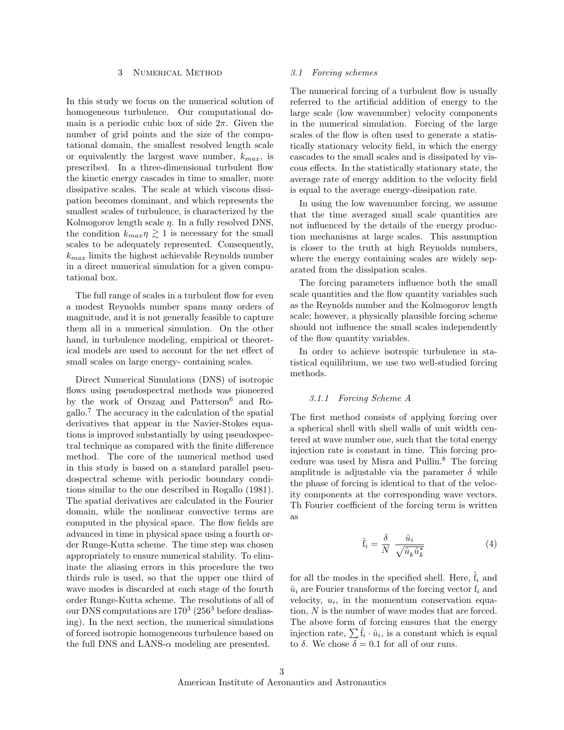## 3 Numerical Method

In this study we focus on the numerical solution of homogeneous turbulence. Our computational domain is a periodic cubic box of side $2\pi$. Given the number of grid points and the size of the computational domain, the smallest resolved length scale or equivalently the largest wave number, $k_{max}$, is prescribed. In a three-dimensional turbulent flow the kinetic energy cascades in time to smaller, more dissipative scales. The scale at which viscous dissipation becomes dominant, and which represents the smallest scales of turbulence, is characterized by the Kolmogorov length scale $\eta$. In a fully resolved DNS, the condition $k_{max}\eta \gtrsim 1$ is necessary for the small scales to be adequately represented. Consequently, $k_{max}$ limits the highest achievable Reynolds number in a direct numerical simulation for a given computational box.

The full range of scales in a turbulent flow for even a modest Reynolds number spans many orders of magnitude, and it is not generally feasible to capture them all in a numerical simulation. On the other hand, in turbulence modeling, empirical or theoretical models are used to account for the net effect of small scales on large energy- containing scales.

Direct Numerical Simulations (DNS) of isotropic flows using pseudospectral methods was pioneered by the work of Orszag and Patterson[6] and Rogallo.[7] The accuracy in the calculation of the spatial derivatives that appear in the Navier-Stokes equations is improved substantially by using pseudospectral technique as compared with the finite difference method. The core of the numerical method used in this study is based on a standard parallel pseudospectral scheme with periodic boundary conditions similar to the one described in Rogallo (1981). The spatial derivatives are calculated in the Fourier domain, while the nonlinear convective terms are computed in the physical space. The flow fields are advanced in time in physical space using a fourth order Runge-Kutta scheme. The time step was chosen appropriately to ensure numerical stability. To eliminate the aliasing errors in this procedure the two thirds rule is used, so that the upper one third of wave modes is discarded at each stage of the fourth order Runge-Kutta scheme. The resolutions of all of our DNS computations are $170^3$ ($256^3$ before dealiasing). In the next section, the numerical simulations of forced isotropic homogeneous turbulence based on the full DNS and LANS-$\alpha$ modeling are presented.

### 3.1 Forcing schemes

The numerical forcing of a turbulent flow is usually referred to the artificial addition of energy to the large scale (low wavenumber) velocity components in the numerical simulation. Forcing of the large scales of the flow is often used to generate a statistically stationary velocity field, in which the energy cascades to the small scales and is dissipated by viscous effects. In the statistically stationary state, the average rate of energy addition to the velocity field is equal to the average energy-dissipation rate.

In using the low wavenumber forcing, we assume that the time averaged small scale quantities are not influenced by the details of the energy production mechanisms at large scales. This assumption is closer to the truth at high Reynolds numbers, where the energy containing scales are widely separated from the dissipation scales.

The forcing parameters influence both the small scale quantities and the flow quantity variables such as the Reynolds number and the Kolmogorov length scale; however, a physically plausible forcing scheme should not influence the small scales independently of the flow quantity variables.

In order to achieve isotropic turbulence in statistical equilibrium, we use two well-studied forcing methods.

#### 3.1.1 Forcing Scheme A

The first method consists of applying forcing over a spherical shell with shell walls of unit width centered at wave number one, such that the total energy injection rate is constant in time. This forcing procedure was used by Misra and Pullin.[8] The forcing amplitude is adjustable via the parameter $\delta$ while the phase of forcing is identical to that of the velocity components at the corresponding wave vectors. Th Fourier coefficient of the forcing term is written as

$$\hat{\mathrm{f}}_i = \frac{\delta}{N} \, \frac{\hat{u}_i}{\sqrt{\hat{u}_k \hat{u}_k^*}} \tag{4}$$

for all the modes in the specified shell. Here, $\hat{\mathrm{f}}_i$ and $\hat{u}_i$ are Fourier transforms of the forcing vector $\mathrm{f}_i$ and velocity, $u_i$, in the momentum conservation equation, $N$ is the number of wave modes that are forced. The above form of forcing ensures that the energy injection rate, $\sum \hat{\mathrm{f}}_i \cdot \hat{u}_i$, is a constant which is equal to $\delta$. We chose $\delta = 0.1$ for all of our runs.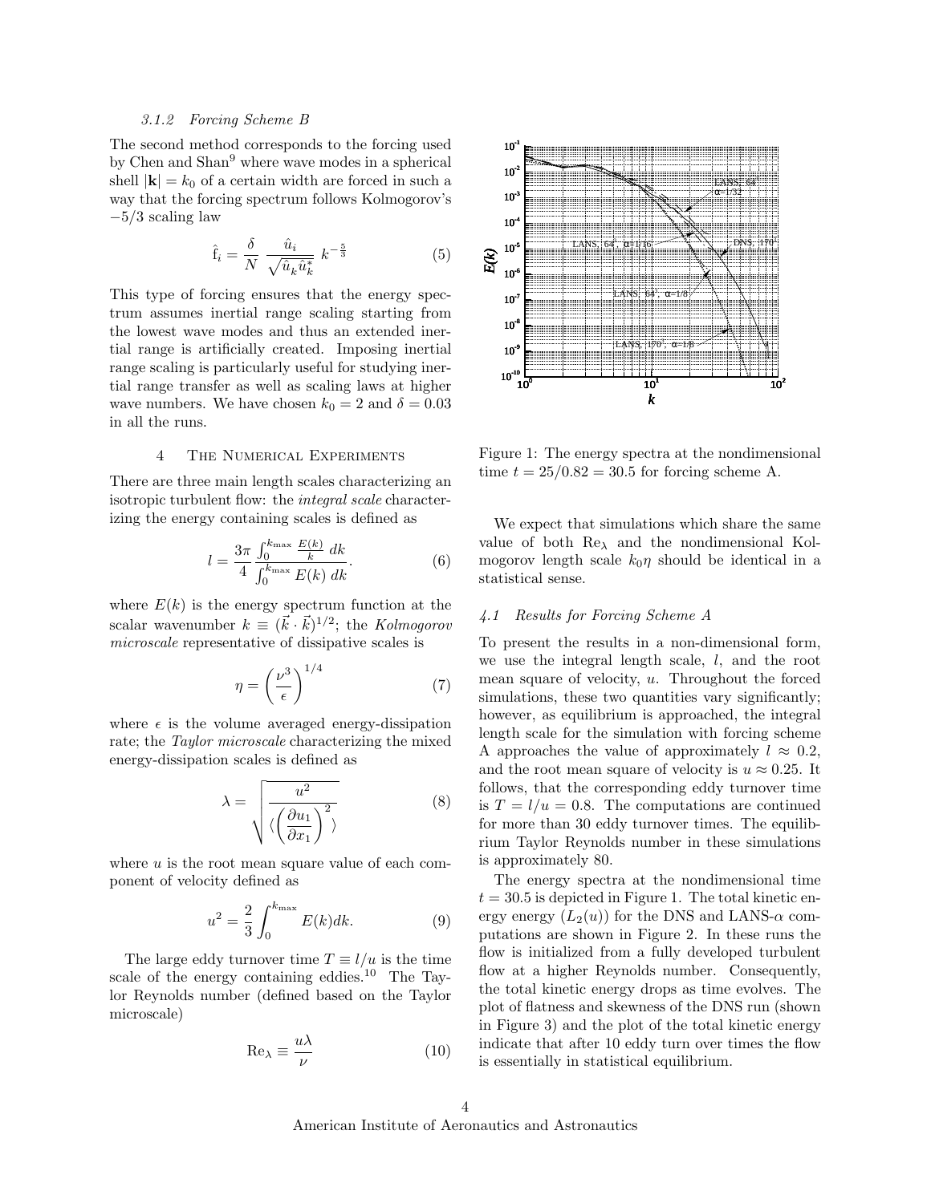### 3.1.2 Forcing Scheme B

The second method corresponds to the forcing used by Chen and Shan[9] where wave modes in a spherical shell $|\mathbf{k}| = k_0$ of a certain width are forced in such a way that the forcing spectrum follows Kolmogorov's $-5/3$ scaling law

$$\hat{\mathrm{f}}_i = \frac{\delta}{N} \frac{\hat{u}_i}{\sqrt{\hat{u}_k \hat{u}_k^*}} \; k^{-\frac{5}{3}} \tag{5}$$

This type of forcing ensures that the energy spectrum assumes inertial range scaling starting from the lowest wave modes and thus an extended inertial range is artificially created. Imposing inertial range scaling is particularly useful for studying inertial range transfer as well as scaling laws at higher wave numbers. We have chosen $k_0 = 2$ and $\delta = 0.03$ in all the runs.

## 4 The Numerical Experiments

There are three main length scales characterizing an isotropic turbulent flow: the *integral scale* characterizing the energy containing scales is defined as

$$l = \frac{3\pi}{4} \frac{\int_0^{k_{\max}} \frac{E(k)}{k} \; dk}{\int_0^{k_{\max}} E(k) \; dk}. \tag{6}$$

where $E(k)$ is the energy spectrum function at the scalar wavenumber $k \equiv (\vec{k} \cdot \vec{k})^{1/2}$; the *Kolmogorov microscale* representative of dissipative scales is

$$\eta = \left( \frac{\nu^3}{\epsilon} \right)^{1/4} \tag{7}$$

where $\epsilon$ is the volume averaged energy-dissipation rate; the *Taylor microscale* characterizing the mixed energy-dissipation scales is defined as

$$\lambda = \sqrt{\frac{u^2}{\langle \left( \dfrac{\partial u_1}{\partial x_1} \right)^2 \rangle}} \tag{8}$$

where $u$ is the root mean square value of each component of velocity defined as

$$u^2 = \frac{2}{3} \int_0^{k_{\max}} E(k) dk. \tag{9}$$

The large eddy turnover time $T \equiv l/u$ is the time scale of the energy containing eddies.[10] The Taylor Reynolds number (defined based on the Taylor microscale)

$$\mathrm{Re}_\lambda \equiv \frac{u\lambda}{\nu} \tag{10}$$

Figure 1: The energy spectra at the nondimensional time $t = 25/0.82 = 30.5$ for forcing scheme A.

We expect that simulations which share the same value of both $\mathrm{Re}_\lambda$ and the nondimensional Kolmogorov length scale $k_0\eta$ should be identical in a statistical sense.

### 4.1 Results for Forcing Scheme A

To present the results in a non-dimensional form, we use the integral length scale, $l$, and the root mean square of velocity, $u$. Throughout the forced simulations, these two quantities vary significantly; however, as equilibrium is approached, the integral length scale for the simulation with forcing scheme A approaches the value of approximately $l \approx 0.2$, and the root mean square of velocity is $u \approx 0.25$. It follows, that the corresponding eddy turnover time is $T = l/u = 0.8$. The computations are continued for more than 30 eddy turnover times. The equilibrium Taylor Reynolds number in these simulations is approximately 80.

The energy spectra at the nondimensional time $t = 30.5$ is depicted in Figure 1. The total kinetic energy energy ($L_2(u)$) for the DNS and LANS-$\alpha$ computations are shown in Figure 2. In these runs the flow is initialized from a fully developed turbulent flow at a higher Reynolds number. Consequently, the total kinetic energy drops as time evolves. The plot of flatness and skewness of the DNS run (shown in Figure 3) and the plot of the total kinetic energy indicate that after 10 eddy turn over times the flow is essentially in statistical equilibrium.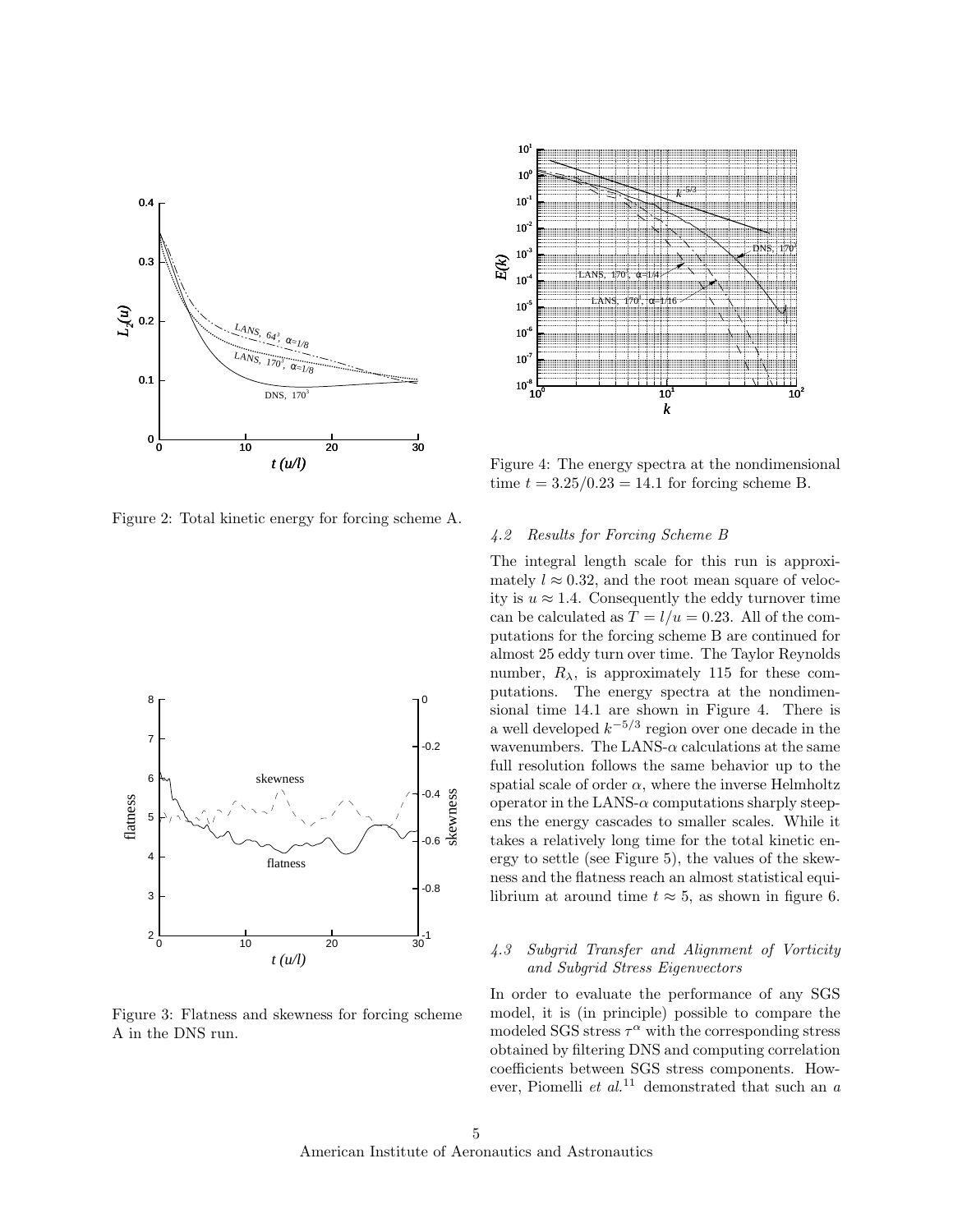Figure 2: Total kinetic energy for forcing scheme A.

Figure 3: Flatness and skewness for forcing scheme A in the DNS run.

Figure 4: The energy spectra at the nondimensional time $t = 3.25/0.23 = 14.1$ for forcing scheme B.

### *4.2 Results for Forcing Scheme B*

The integral length scale for this run is approximately $l \approx 0.32$, and the root mean square of velocity is $u \approx 1.4$. Consequently the eddy turnover time can be calculated as $T = l/u = 0.23$. All of the computations for the forcing scheme B are continued for almost 25 eddy turn over time. The Taylor Reynolds number, $R_\lambda$, is approximately 115 for these computations. The energy spectra at the nondimensional time 14.1 are shown in Figure 4. There is a well developed $k^{-5/3}$ region over one decade in the wavenumbers. The LANS-$\alpha$ calculations at the same full resolution follows the same behavior up to the spatial scale of order $\alpha$, where the inverse Helmholtz operator in the LANS-$\alpha$ computations sharply steepens the energy cascades to smaller scales. While it takes a relatively long time for the total kinetic energy to settle (see Figure 5), the values of the skewness and the flatness reach an almost statistical equilibrium at around time $t \approx 5$, as shown in figure 6.

### *4.3 Subgrid Transfer and Alignment of Vorticity and Subgrid Stress Eigenvectors*

In order to evaluate the performance of any SGS model, it is (in principle) possible to compare the modeled SGS stress $\tau^\alpha$ with the corresponding stress obtained by filtering DNS and computing correlation coefficients between SGS stress components. However, Piomelli *et al.*[11] demonstrated that such an *a*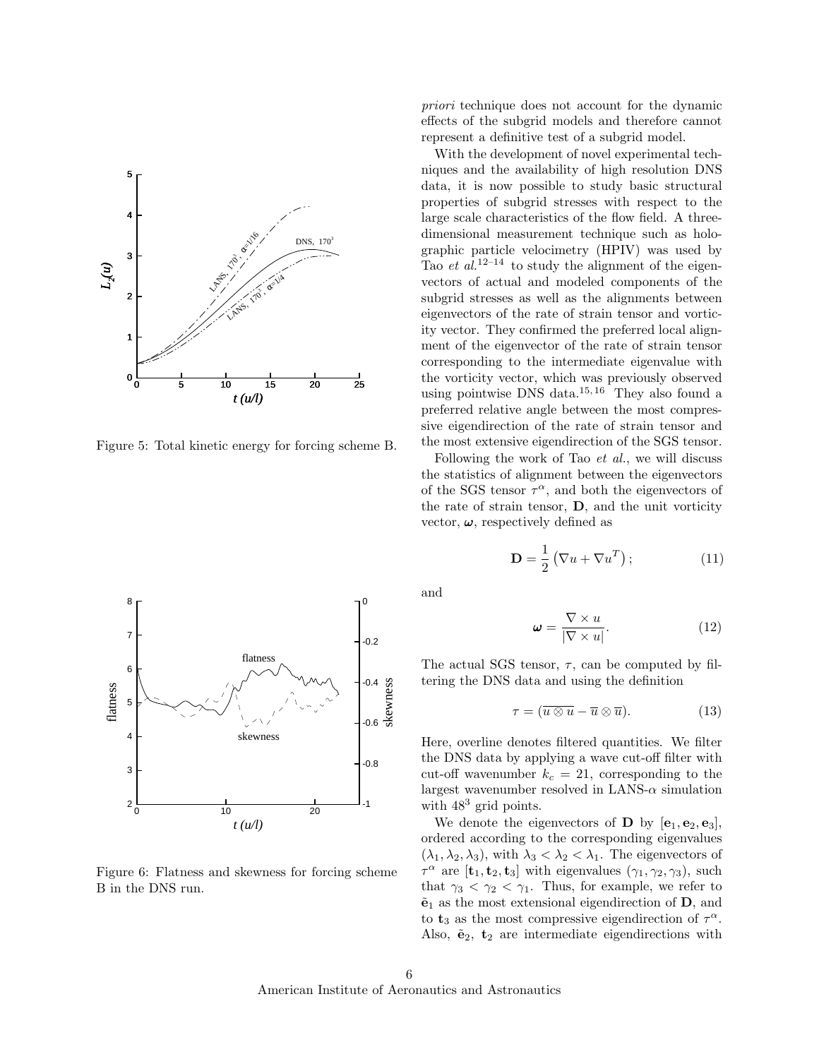Figure 5: Total kinetic energy for forcing scheme B.

Figure 6: Flatness and skewness for forcing scheme B in the DNS run.

*priori* technique does not account for the dynamic effects of the subgrid models and therefore cannot represent a definitive test of a subgrid model.

With the development of novel experimental techniques and the availability of high resolution DNS data, it is now possible to study basic structural properties of subgrid stresses with respect to the large scale characteristics of the flow field. A three-dimensional measurement technique such as holographic particle velocimetry (HPIV) was used by Tao *et al.*[12–14] to study the alignment of the eigenvectors of actual and modeled components of the subgrid stresses as well as the alignments between eigenvectors of the rate of strain tensor and vorticity vector. They confirmed the preferred local alignment of the eigenvector of the rate of strain tensor corresponding to the intermediate eigenvalue with the vorticity vector, which was previously observed using pointwise DNS data.[15,16] They also found a preferred relative angle between the most compressive eigendirection of the rate of strain tensor and the most extensive eigendirection of the SGS tensor.

Following the work of Tao *et al.*, we will discuss the statistics of alignment between the eigenvectors of the SGS tensor $\tau^\alpha$, and both the eigenvectors of the rate of strain tensor, $\mathbf{D}$, and the unit vorticity vector, $\boldsymbol{\omega}$, respectively defined as

$$\mathbf{D} = \frac{1}{2}\left(\nabla u + \nabla u^T\right); \tag{11}$$

and

$$\boldsymbol{\omega} = \frac{\nabla \times u}{|\nabla \times u|}. \tag{12}$$

The actual SGS tensor, $\tau$, can be computed by filtering the DNS data and using the definition

$$\tau = (\overline{u \otimes u} - \overline{u} \otimes \overline{u}). \tag{13}$$

Here, overline denotes filtered quantities. We filter the DNS data by applying a wave cut-off filter with cut-off wavenumber $k_c = 21$, corresponding to the largest wavenumber resolved in LANS-$\alpha$ simulation with $48^3$ grid points.

We denote the eigenvectors of $\mathbf{D}$ by $[\mathbf{e}_1, \mathbf{e}_2, \mathbf{e}_3]$, ordered according to the corresponding eigenvalues $(\lambda_1, \lambda_2, \lambda_3)$, with $\lambda_3 < \lambda_2 < \lambda_1$. The eigenvectors of $\tau^\alpha$ are $[\mathbf{t}_1, \mathbf{t}_2, \mathbf{t}_3]$ with eigenvalues $(\gamma_1, \gamma_2, \gamma_3)$, such that $\gamma_3 < \gamma_2 < \gamma_1$. Thus, for example, we refer to $\tilde{\mathbf{e}}_1$ as the most extensional eigendirection of $\mathbf{D}$, and to $\mathbf{t}_3$ as the most compressive eigendirection of $\tau^\alpha$. Also, $\tilde{\mathbf{e}}_2$, $\mathbf{t}_2$ are intermediate eigendirections with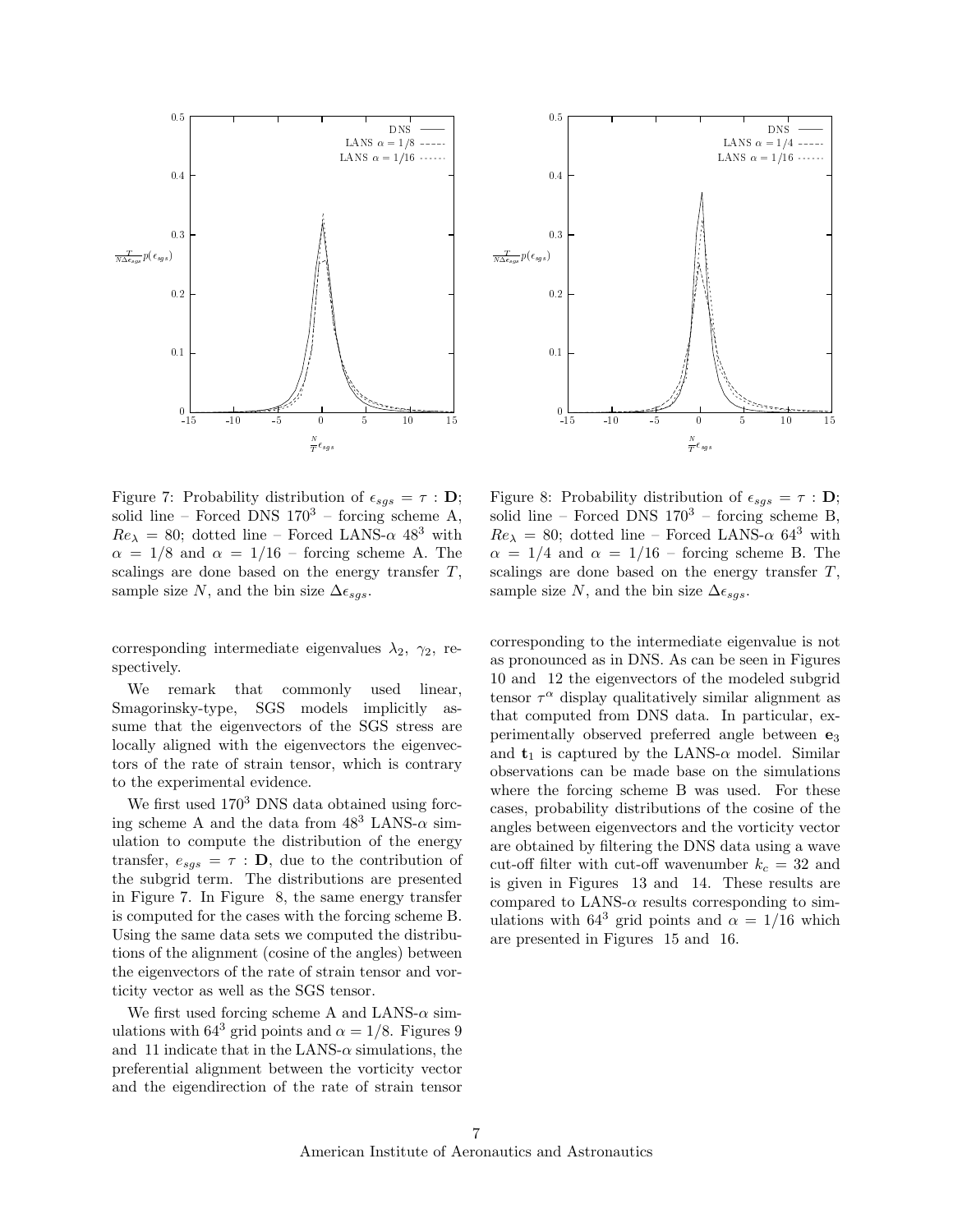Figure 7: Probability distribution of $\epsilon_{sgs} = \tau : \mathbf{D}$; solid line – Forced DNS $170^3$ – forcing scheme A, $Re_\lambda = 80$; dotted line – Forced LANS-$\alpha$ $48^3$ with $\alpha = 1/8$ and $\alpha = 1/16$ – forcing scheme A. The scalings are done based on the energy transfer $T$, sample size $N$, and the bin size $\Delta\epsilon_{sgs}$.

Figure 8: Probability distribution of $\epsilon_{sgs} = \tau : \mathbf{D}$; solid line – Forced DNS $170^3$ – forcing scheme B, $Re_\lambda = 80$; dotted line – Forced LANS-$\alpha$ $64^3$ with $\alpha = 1/4$ and $\alpha = 1/16$ – forcing scheme B. The scalings are done based on the energy transfer $T$, sample size $N$, and the bin size $\Delta\epsilon_{sgs}$.

corresponding intermediate eigenvalues $\lambda_2$, $\gamma_2$, respectively.

We remark that commonly used linear, Smagorinsky-type, SGS models implicitly assume that the eigenvectors of the SGS stress are locally aligned with the eigenvectors the eigenvectors of the rate of strain tensor, which is contrary to the experimental evidence.

We first used $170^3$ DNS data obtained using forcing scheme A and the data from $48^3$ LANS-$\alpha$ simulation to compute the distribution of the energy transfer, $e_{sgs} = \tau : \mathbf{D}$, due to the contribution of the subgrid term. The distributions are presented in Figure 7. In Figure 8, the same energy transfer is computed for the cases with the forcing scheme B. Using the same data sets we computed the distributions of the alignment (cosine of the angles) between the eigenvectors of the rate of strain tensor and vorticity vector as well as the SGS tensor.

We first used forcing scheme A and LANS-$\alpha$ simulations with $64^3$ grid points and $\alpha = 1/8$. Figures 9 and 11 indicate that in the LANS-$\alpha$ simulations, the preferential alignment between the vorticity vector and the eigendirection of the rate of strain tensor corresponding to the intermediate eigenvalue is not as pronounced as in DNS. As can be seen in Figures 10 and 12 the eigenvectors of the modeled subgrid tensor $\tau^\alpha$ display qualitatively similar alignment as that computed from DNS data. In particular, experimentally observed preferred angle between $\mathbf{e}_3$ and $\mathbf{t}_1$ is captured by the LANS-$\alpha$ model. Similar observations can be made base on the simulations where the forcing scheme B was used. For these cases, probability distributions of the cosine of the angles between eigenvectors and the vorticity vector are obtained by filtering the DNS data using a wave cut-off filter with cut-off wavenumber $k_c = 32$ and is given in Figures 13 and 14. These results are compared to LANS-$\alpha$ results corresponding to simulations with $64^3$ grid points and $\alpha = 1/16$ which are presented in Figures 15 and 16.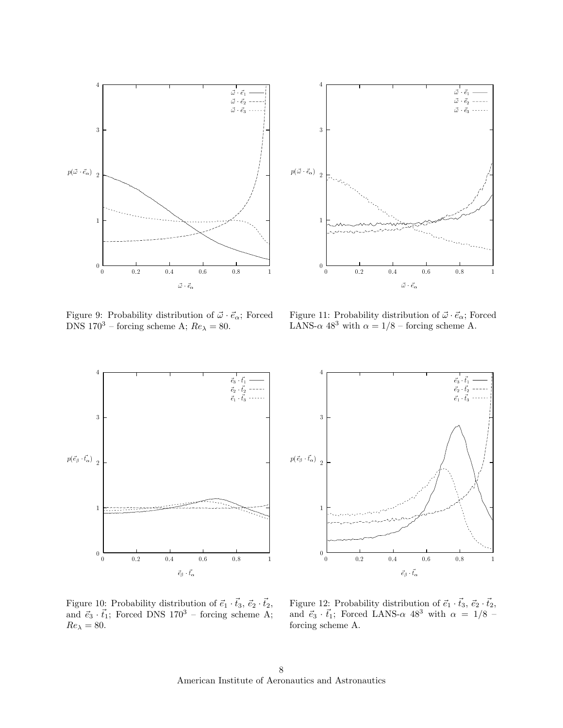Figure 9: Probability distribution of $\vec{\omega} \cdot \vec{e}_\alpha$; Forced DNS $170^3$ – forcing scheme A; $Re_\lambda = 80$.

Figure 11: Probability distribution of $\vec{\omega} \cdot \vec{e}_\alpha$; Forced LANS-$\alpha$ $48^3$ with $\alpha = 1/8$ – forcing scheme A.

Figure 10: Probability distribution of $\vec{e}_1 \cdot \vec{t}_3$, $\vec{e}_2 \cdot \vec{t}_2$, and $\vec{e}_3 \cdot \vec{t}_1$; Forced DNS $170^3$ – forcing scheme A; $Re_\lambda = 80$.

Figure 12: Probability distribution of $\vec{e}_1 \cdot \vec{t}_3$, $\vec{e}_2 \cdot \vec{t}_2$, and $\vec{e}_3 \cdot \vec{t}_1$; Forced LANS-$\alpha$ $48^3$ with $\alpha = 1/8$ – forcing scheme A.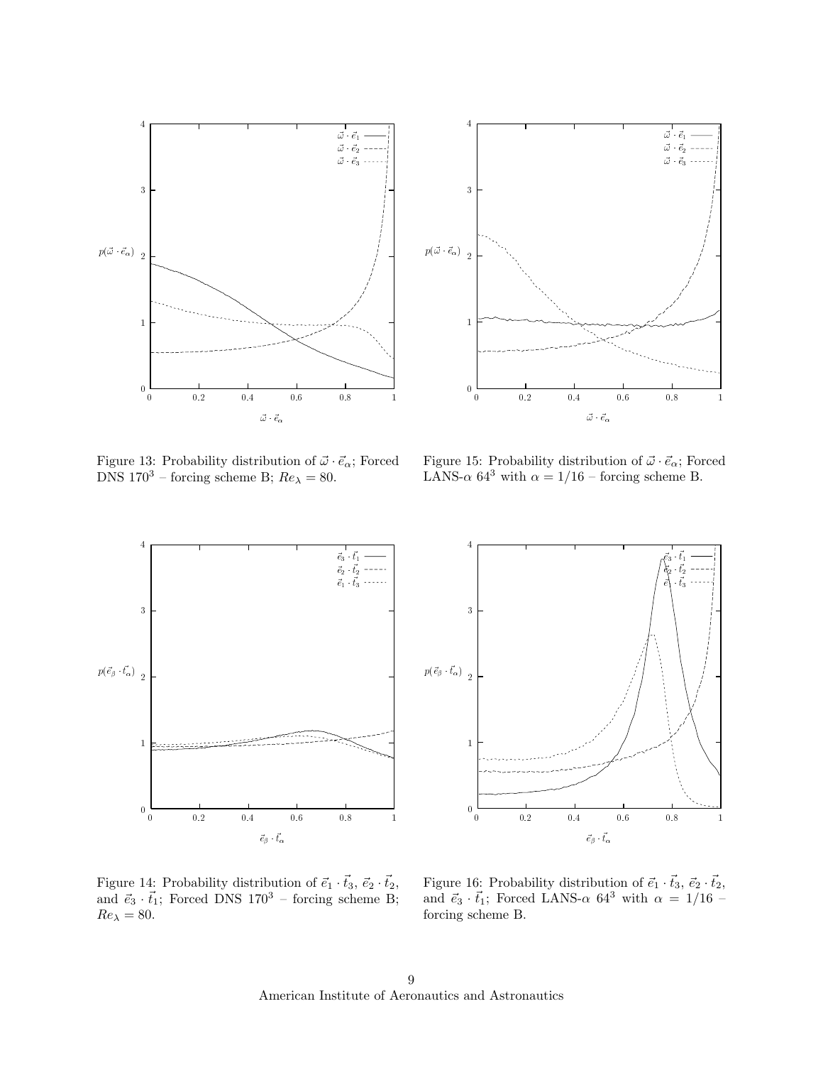Figure 13: Probability distribution of $\vec{\omega} \cdot \vec{e}_\alpha$; Forced DNS $170^3$ – forcing scheme B; $Re_\lambda = 80$.

Figure 15: Probability distribution of $\vec{\omega} \cdot \vec{e}_\alpha$; Forced LANS-$\alpha$ $64^3$ with $\alpha = 1/16$ – forcing scheme B.

Figure 14: Probability distribution of $\vec{e}_1 \cdot \vec{t}_3$, $\vec{e}_2 \cdot \vec{t}_2$, and $\vec{e}_3 \cdot \vec{t}_1$; Forced DNS $170^3$ – forcing scheme B; $Re_\lambda = 80$.

Figure 16: Probability distribution of $\vec{e}_1 \cdot \vec{t}_3$, $\vec{e}_2 \cdot \vec{t}_2$, and $\vec{e}_3 \cdot \vec{t}_1$; Forced LANS-$\alpha$ $64^3$ with $\alpha = 1/16$ – forcing scheme B.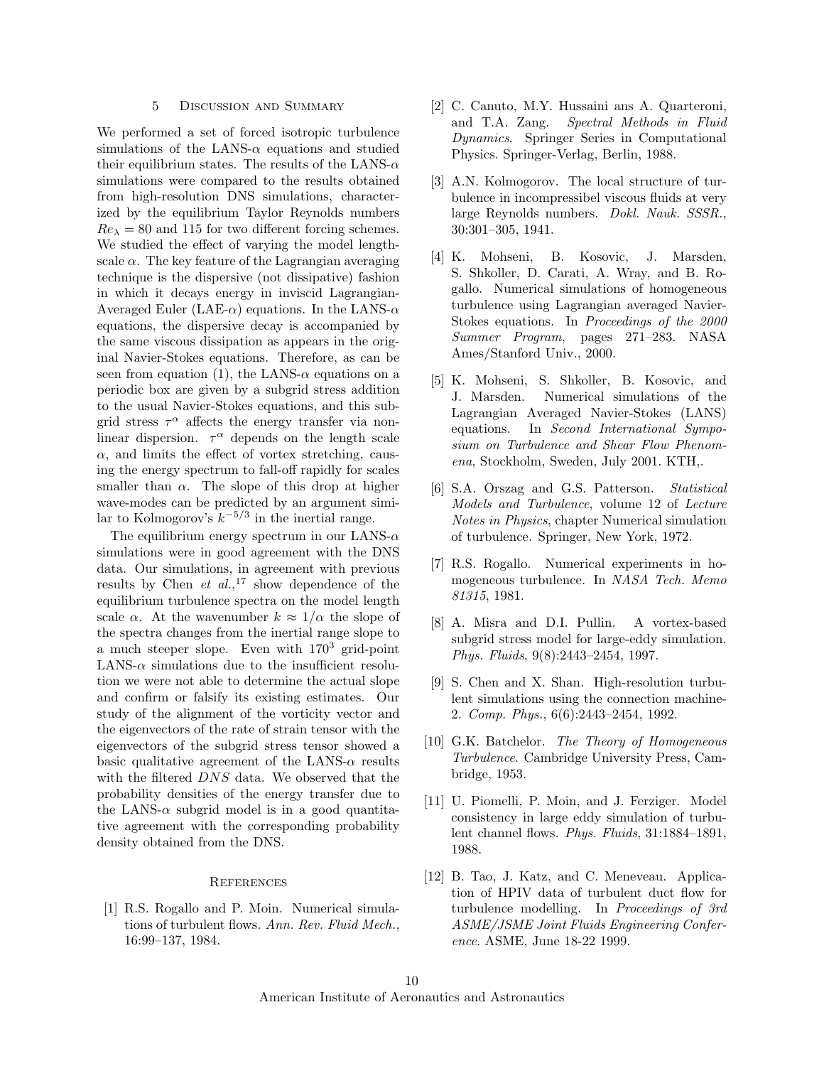## 5 Discussion and Summary

We performed a set of forced isotropic turbulence simulations of the LANS-$\alpha$ equations and studied their equilibrium states. The results of the LANS-$\alpha$ simulations were compared to the results obtained from high-resolution DNS simulations, characterized by the equilibrium Taylor Reynolds numbers $Re_\lambda = 80$ and 115 for two different forcing schemes. We studied the effect of varying the model lengthscale $\alpha$. The key feature of the Lagrangian averaging technique is the dispersive (not dissipative) fashion in which it decays energy in inviscid Lagrangian-Averaged Euler (LAE-$\alpha$) equations. In the LANS-$\alpha$ equations, the dispersive decay is accompanied by the same viscous dissipation as appears in the original Navier-Stokes equations. Therefore, as can be seen from equation (1), the LANS-$\alpha$ equations on a periodic box are given by a subgrid stress addition to the usual Navier-Stokes equations, and this subgrid stress $\tau^\alpha$ affects the energy transfer via nonlinear dispersion. $\tau^\alpha$ depends on the length scale $\alpha$, and limits the effect of vortex stretching, causing the energy spectrum to fall-off rapidly for scales smaller than $\alpha$. The slope of this drop at higher wave-modes can be predicted by an argument similar to Kolmogorov's $k^{-5/3}$ in the inertial range.

The equilibrium energy spectrum in our LANS-$\alpha$ simulations were in good agreement with the DNS data. Our simulations, in agreement with previous results by Chen *et al.*,[17] show dependence of the equilibrium turbulence spectra on the model length scale $\alpha$. At the wavenumber $k \approx 1/\alpha$ the slope of the spectra changes from the inertial range slope to a much steeper slope. Even with $170^3$ grid-point LANS-$\alpha$ simulations due to the insufficient resolution we were not able to determine the actual slope and confirm or falsify its existing estimates. Our study of the alignment of the vorticity vector and the eigenvectors of the rate of strain tensor with the eigenvectors of the subgrid stress tensor showed a basic qualitative agreement of the LANS-$\alpha$ results with the filtered *DNS* data. We observed that the probability densities of the energy transfer due to the LANS-$\alpha$ subgrid model is in a good quantitative agreement with the corresponding probability density obtained from the DNS.

## References

[1] R.S. Rogallo and P. Moin. Numerical simulations of turbulent flows. *Ann. Rev. Fluid Mech.*, 16:99–137, 1984.

[2] C. Canuto, M.Y. Hussaini ans A. Quarteroni, and T.A. Zang. *Spectral Methods in Fluid Dynamics*. Springer Series in Computational Physics. Springer-Verlag, Berlin, 1988.

[3] A.N. Kolmogorov. The local structure of turbulence in incompressibel viscous fluids at very large Reynolds numbers. *Dokl. Nauk. SSSR.*, 30:301–305, 1941.

[4] K. Mohseni, B. Kosovic, J. Marsden, S. Shkoller, D. Carati, A. Wray, and B. Rogallo. Numerical simulations of homogeneous turbulence using Lagrangian averaged Navier-Stokes equations. In *Proceedings of the 2000 Summer Program*, pages 271–283. NASA Ames/Stanford Univ., 2000.

[5] K. Mohseni, S. Shkoller, B. Kosovic, and J. Marsden. Numerical simulations of the Lagrangian Averaged Navier-Stokes (LANS) equations. In *Second International Symposium on Turbulence and Shear Flow Phenomena*, Stockholm, Sweden, July 2001. KTH,.

[6] S.A. Orszag and G.S. Patterson. *Statistical Models and Turbulence*, volume 12 of *Lecture Notes in Physics*, chapter Numerical simulation of turbulence. Springer, New York, 1972.

[7] R.S. Rogallo. Numerical experiments in homogeneous turbulence. In *NASA Tech. Memo 81315*, 1981.

[8] A. Misra and D.I. Pullin. A vortex-based subgrid stress model for large-eddy simulation. *Phys. Fluids*, 9(8):2443–2454, 1997.

[9] S. Chen and X. Shan. High-resolution turbulent simulations using the connection machine-2. *Comp. Phys.*, 6(6):2443–2454, 1992.

[10] G.K. Batchelor. *The Theory of Homogeneous Turbulence*. Cambridge University Press, Cambridge, 1953.

[11] U. Piomelli, P. Moin, and J. Ferziger. Model consistency in large eddy simulation of turbulent channel flows. *Phys. Fluids*, 31:1884–1891, 1988.

[12] B. Tao, J. Katz, and C. Meneveau. Application of HPIV data of turbulent duct flow for turbulence modelling. In *Proceedings of 3rd ASME/JSME Joint Fluids Engineering Conference*. ASME, June 18-22 1999.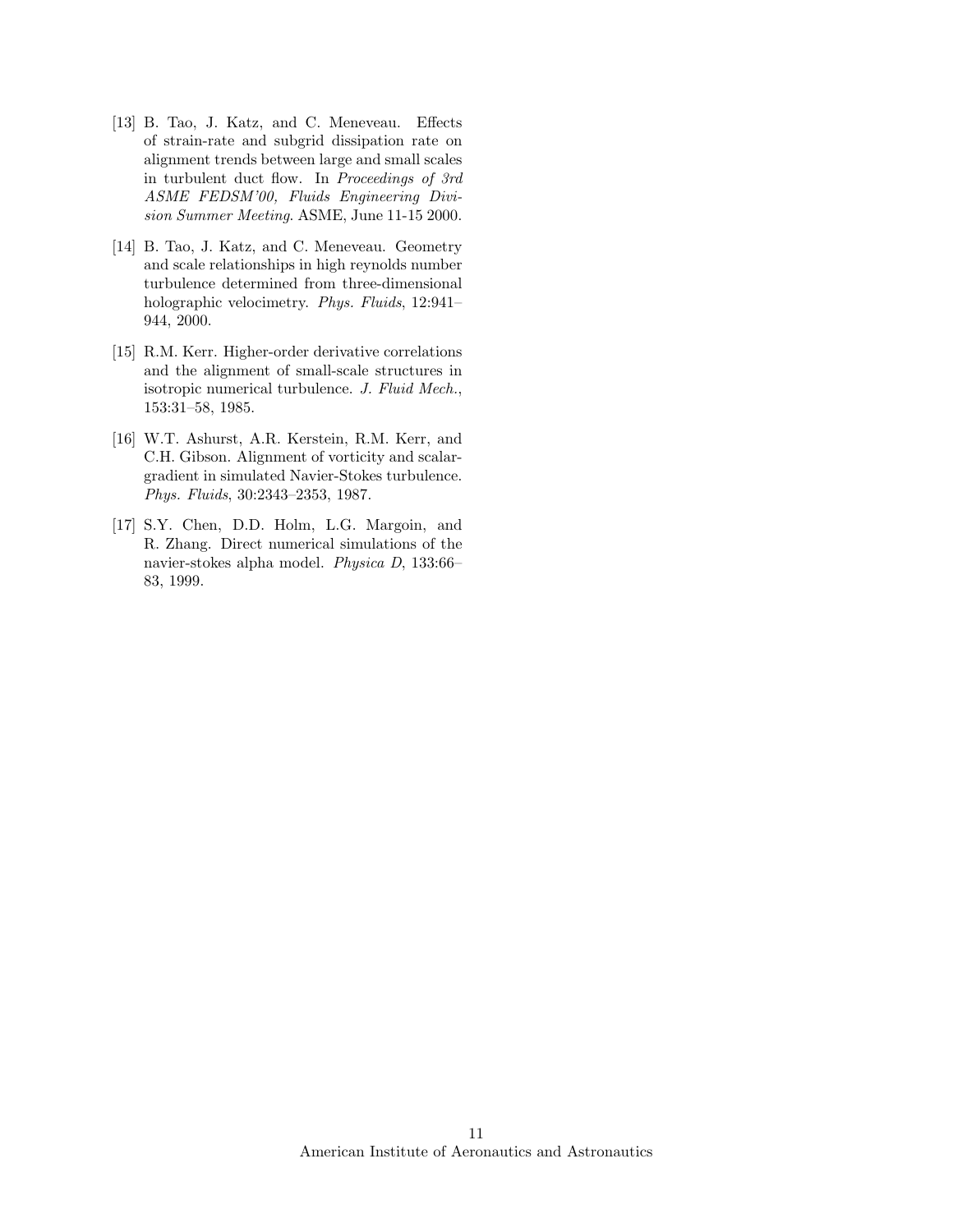[13] B. Tao, J. Katz, and C. Meneveau. Effects of strain-rate and subgrid dissipation rate on alignment trends between large and small scales in turbulent duct flow. In *Proceedings of 3rd ASME FEDSM'00, Fluids Engineering Division Summer Meeting*. ASME, June 11-15 2000.

[14] B. Tao, J. Katz, and C. Meneveau. Geometry and scale relationships in high reynolds number turbulence determined from three-dimensional holographic velocimetry. *Phys. Fluids*, 12:941–944, 2000.

[15] R.M. Kerr. Higher-order derivative correlations and the alignment of small-scale structures in isotropic numerical turbulence. *J. Fluid Mech.*, 153:31–58, 1985.

[16] W.T. Ashurst, A.R. Kerstein, R.M. Kerr, and C.H. Gibson. Alignment of vorticity and scalar-gradient in simulated Navier-Stokes turbulence. *Phys. Fluids*, 30:2343–2353, 1987.

[17] S.Y. Chen, D.D. Holm, L.G. Margoin, and R. Zhang. Direct numerical simulations of the navier-stokes alpha model. *Physica D*, 133:66–83, 1999.